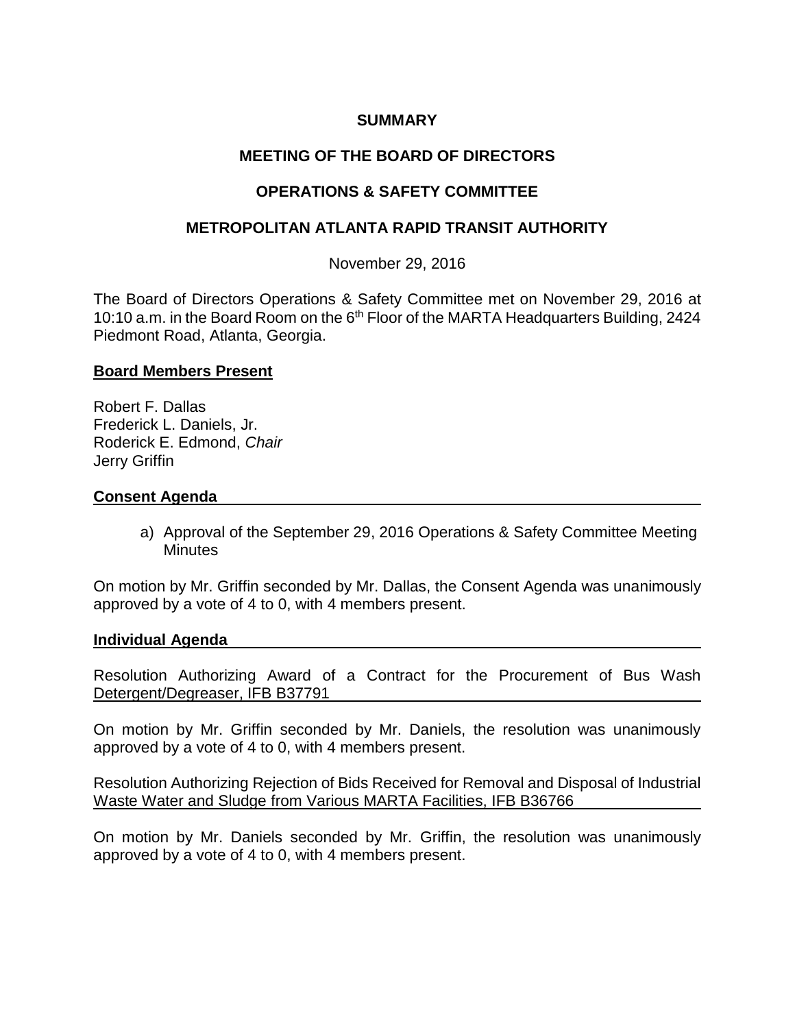# SUMMARY

# MEETING OF THE BOARD OF DIRECTORS

# OPERATIONS & SAFETY COMMITTEE

# METROPOLITAN ATLANTA RAPID TRANSIT AUTHORITY

November 29, 2016

The Board of Directors Operations & Safety Committee met on November 29, 2016 at 10:10 a.m. in the Board Room on the 6th Floor of the MARTA Headquarters Building, 2424 Piedmont Road, Atlanta, Georgia.

## Board Members Present

Robert F. Dallas
Frederick L. Daniels, Jr.
Roderick E. Edmond, *Chair*
Jerry Griffin

## Consent Agenda

a) Approval of the September 29, 2016 Operations & Safety Committee Meeting Minutes

On motion by Mr. Griffin seconded by Mr. Dallas, the Consent Agenda was unanimously approved by a vote of 4 to 0, with 4 members present.

## Individual Agenda

Resolution Authorizing Award of a Contract for the Procurement of Bus Wash Detergent/Degreaser, IFB B37791

On motion by Mr. Griffin seconded by Mr. Daniels, the resolution was unanimously approved by a vote of 4 to 0, with 4 members present.

Resolution Authorizing Rejection of Bids Received for Removal and Disposal of Industrial Waste Water and Sludge from Various MARTA Facilities, IFB B36766

On motion by Mr. Daniels seconded by Mr. Griffin, the resolution was unanimously approved by a vote of 4 to 0, with 4 members present.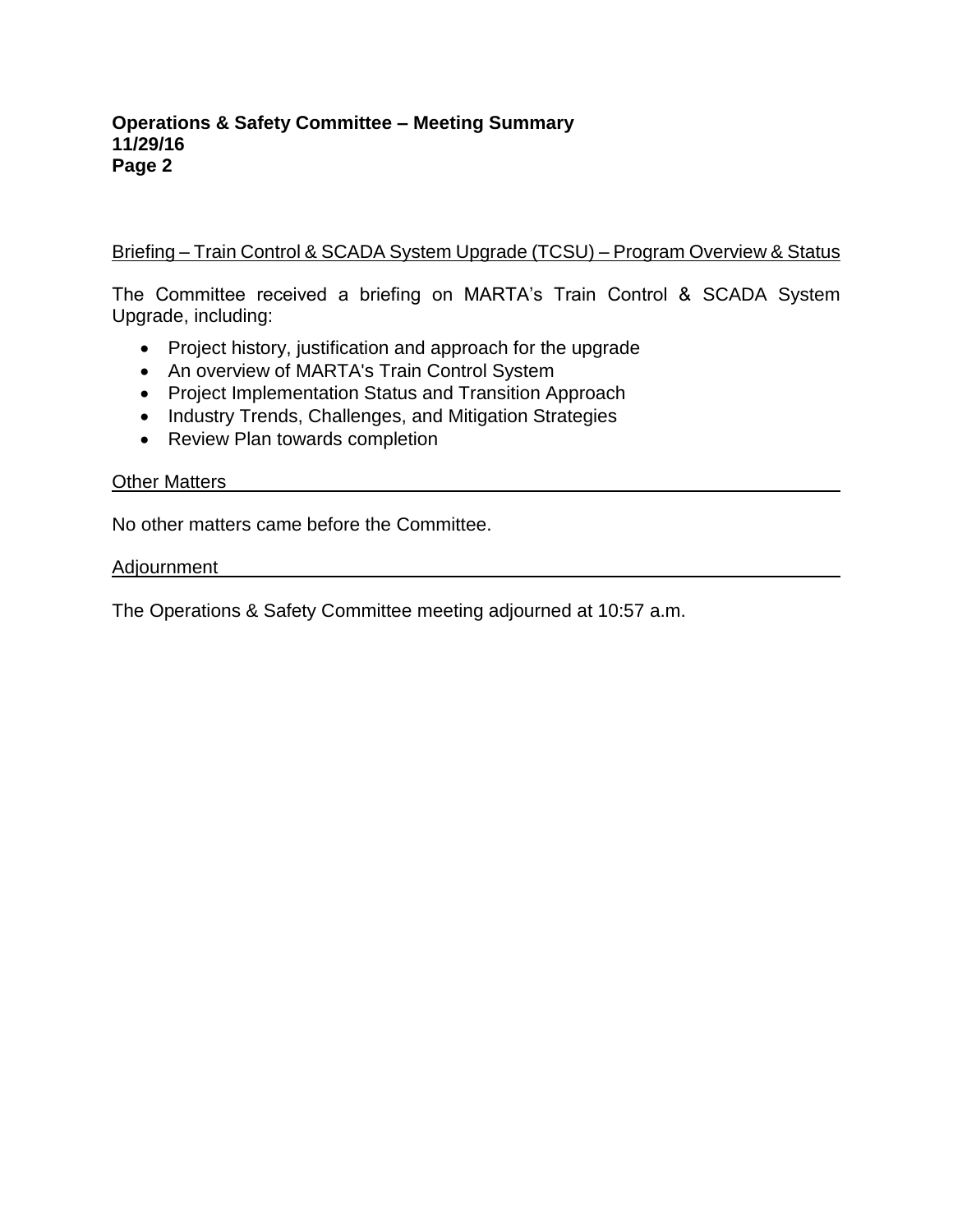## Briefing – Train Control & SCADA System Upgrade (TCSU) – Program Overview & Status

The Committee received a briefing on MARTA's Train Control & SCADA System Upgrade, including:

- Project history, justification and approach for the upgrade
- An overview of MARTA's Train Control System
- Project Implementation Status and Transition Approach
- Industry Trends, Challenges, and Mitigation Strategies
- Review Plan towards completion

## Other Matters

No other matters came before the Committee.

## Adjournment

The Operations & Safety Committee meeting adjourned at 10:57 a.m.